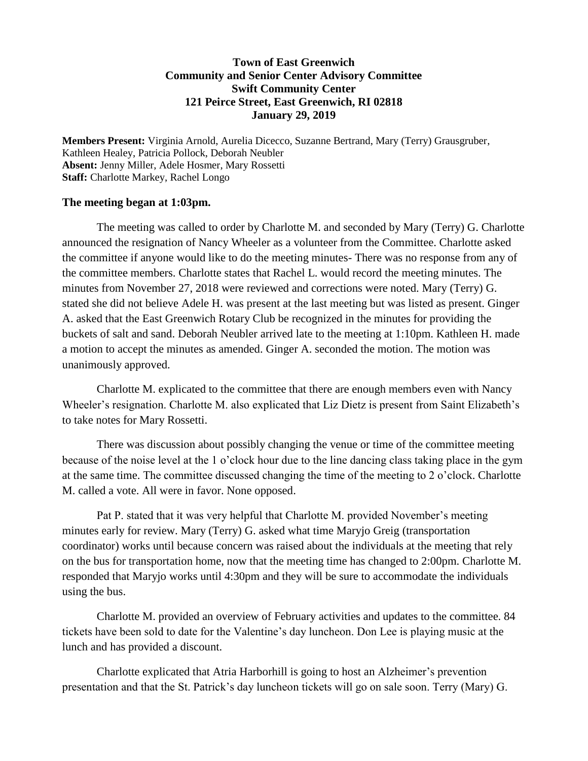**Town of East Greenwich**
**Community and Senior Center Advisory Committee**
**Swift Community Center**
**121 Peirce Street, East Greenwich, RI 02818**
**January 29, 2019**

**Members Present:** Virginia Arnold, Aurelia Dicecco, Suzanne Bertrand, Mary (Terry) Grausgruber, Kathleen Healey, Patricia Pollock, Deborah Neubler
**Absent:** Jenny Miller, Adele Hosmer, Mary Rossetti
**Staff:** Charlotte Markey, Rachel Longo

## The meeting began at 1:03pm.

The meeting was called to order by Charlotte M. and seconded by Mary (Terry) G. Charlotte announced the resignation of Nancy Wheeler as a volunteer from the Committee. Charlotte asked the committee if anyone would like to do the meeting minutes- There was no response from any of the committee members. Charlotte states that Rachel L. would record the meeting minutes. The minutes from November 27, 2018 were reviewed and corrections were noted. Mary (Terry) G. stated she did not believe Adele H. was present at the last meeting but was listed as present. Ginger A. asked that the East Greenwich Rotary Club be recognized in the minutes for providing the buckets of salt and sand. Deborah Neubler arrived late to the meeting at 1:10pm. Kathleen H. made a motion to accept the minutes as amended. Ginger A. seconded the motion. The motion was unanimously approved.

Charlotte M. explicated to the committee that there are enough members even with Nancy Wheeler's resignation. Charlotte M. also explicated that Liz Dietz is present from Saint Elizabeth's to take notes for Mary Rossetti.

There was discussion about possibly changing the venue or time of the committee meeting because of the noise level at the 1 o'clock hour due to the line dancing class taking place in the gym at the same time. The committee discussed changing the time of the meeting to 2 o'clock. Charlotte M. called a vote. All were in favor. None opposed.

Pat P. stated that it was very helpful that Charlotte M. provided November's meeting minutes early for review. Mary (Terry) G. asked what time Maryjo Greig (transportation coordinator) works until because concern was raised about the individuals at the meeting that rely on the bus for transportation home, now that the meeting time has changed to 2:00pm. Charlotte M. responded that Maryjo works until 4:30pm and they will be sure to accommodate the individuals using the bus.

Charlotte M. provided an overview of February activities and updates to the committee. 84 tickets have been sold to date for the Valentine's day luncheon. Don Lee is playing music at the lunch and has provided a discount.

Charlotte explicated that Atria Harborhill is going to host an Alzheimer's prevention presentation and that the St. Patrick's day luncheon tickets will go on sale soon. Terry (Mary) G.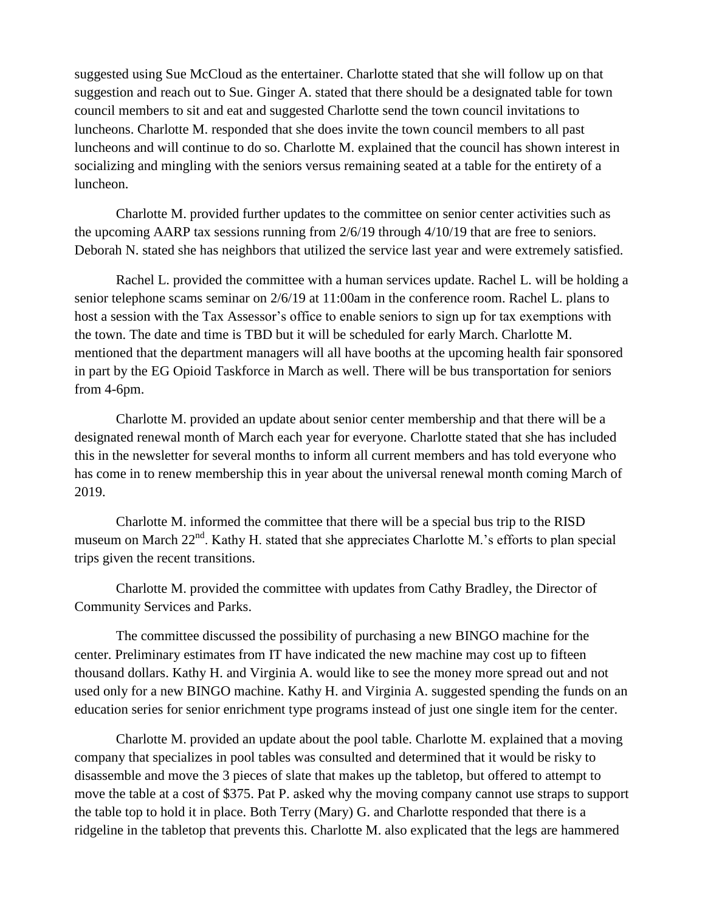suggested using Sue McCloud as the entertainer. Charlotte stated that she will follow up on that suggestion and reach out to Sue. Ginger A. stated that there should be a designated table for town council members to sit and eat and suggested Charlotte send the town council invitations to luncheons. Charlotte M. responded that she does invite the town council members to all past luncheons and will continue to do so. Charlotte M. explained that the council has shown interest in socializing and mingling with the seniors versus remaining seated at a table for the entirety of a luncheon.

Charlotte M. provided further updates to the committee on senior center activities such as the upcoming AARP tax sessions running from 2/6/19 through 4/10/19 that are free to seniors. Deborah N. stated she has neighbors that utilized the service last year and were extremely satisfied.

Rachel L. provided the committee with a human services update. Rachel L. will be holding a senior telephone scams seminar on 2/6/19 at 11:00am in the conference room. Rachel L. plans to host a session with the Tax Assessor's office to enable seniors to sign up for tax exemptions with the town. The date and time is TBD but it will be scheduled for early March. Charlotte M. mentioned that the department managers will all have booths at the upcoming health fair sponsored in part by the EG Opioid Taskforce in March as well. There will be bus transportation for seniors from 4-6pm.

Charlotte M. provided an update about senior center membership and that there will be a designated renewal month of March each year for everyone. Charlotte stated that she has included this in the newsletter for several months to inform all current members and has told everyone who has come in to renew membership this in year about the universal renewal month coming March of 2019.

Charlotte M. informed the committee that there will be a special bus trip to the RISD museum on March 22nd. Kathy H. stated that she appreciates Charlotte M.'s efforts to plan special trips given the recent transitions.

Charlotte M. provided the committee with updates from Cathy Bradley, the Director of Community Services and Parks.

The committee discussed the possibility of purchasing a new BINGO machine for the center. Preliminary estimates from IT have indicated the new machine may cost up to fifteen thousand dollars. Kathy H. and Virginia A. would like to see the money more spread out and not used only for a new BINGO machine. Kathy H. and Virginia A. suggested spending the funds on an education series for senior enrichment type programs instead of just one single item for the center.

Charlotte M. provided an update about the pool table. Charlotte M. explained that a moving company that specializes in pool tables was consulted and determined that it would be risky to disassemble and move the 3 pieces of slate that makes up the tabletop, but offered to attempt to move the table at a cost of $375. Pat P. asked why the moving company cannot use straps to support the table top to hold it in place. Both Terry (Mary) G. and Charlotte responded that there is a ridgeline in the tabletop that prevents this. Charlotte M. also explicated that the legs are hammered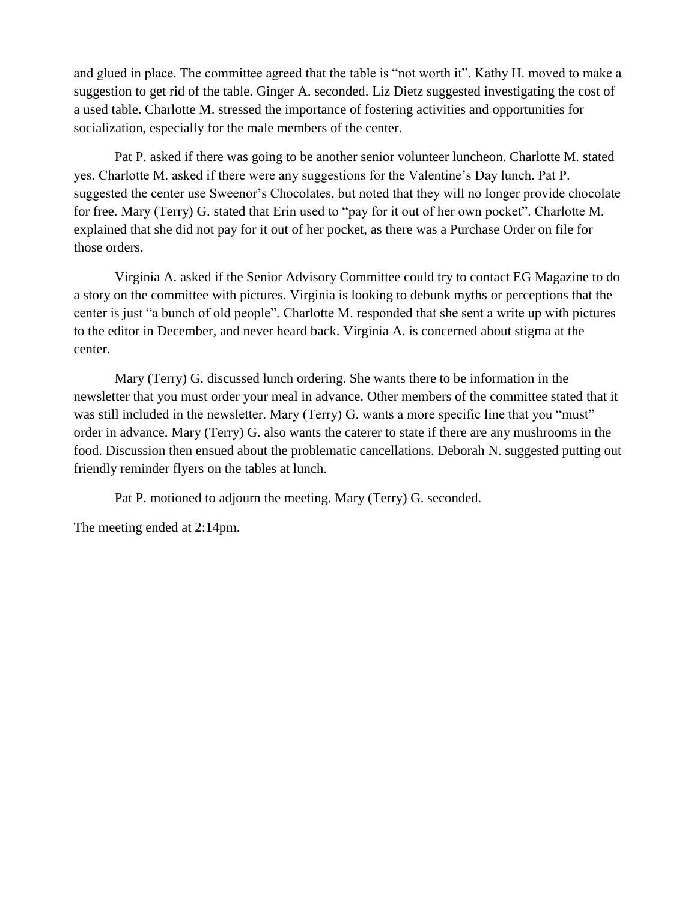and glued in place. The committee agreed that the table is "not worth it". Kathy H. moved to make a suggestion to get rid of the table. Ginger A. seconded. Liz Dietz suggested investigating the cost of a used table. Charlotte M. stressed the importance of fostering activities and opportunities for socialization, especially for the male members of the center.

Pat P. asked if there was going to be another senior volunteer luncheon. Charlotte M. stated yes. Charlotte M. asked if there were any suggestions for the Valentine's Day lunch. Pat P. suggested the center use Sweenor's Chocolates, but noted that they will no longer provide chocolate for free. Mary (Terry) G. stated that Erin used to "pay for it out of her own pocket". Charlotte M. explained that she did not pay for it out of her pocket, as there was a Purchase Order on file for those orders.

Virginia A. asked if the Senior Advisory Committee could try to contact EG Magazine to do a story on the committee with pictures. Virginia is looking to debunk myths or perceptions that the center is just "a bunch of old people". Charlotte M. responded that she sent a write up with pictures to the editor in December, and never heard back. Virginia A. is concerned about stigma at the center.

Mary (Terry) G. discussed lunch ordering. She wants there to be information in the newsletter that you must order your meal in advance. Other members of the committee stated that it was still included in the newsletter. Mary (Terry) G. wants a more specific line that you "must" order in advance. Mary (Terry) G. also wants the caterer to state if there are any mushrooms in the food. Discussion then ensued about the problematic cancellations. Deborah N. suggested putting out friendly reminder flyers on the tables at lunch.

Pat P. motioned to adjourn the meeting. Mary (Terry) G. seconded.

The meeting ended at 2:14pm.